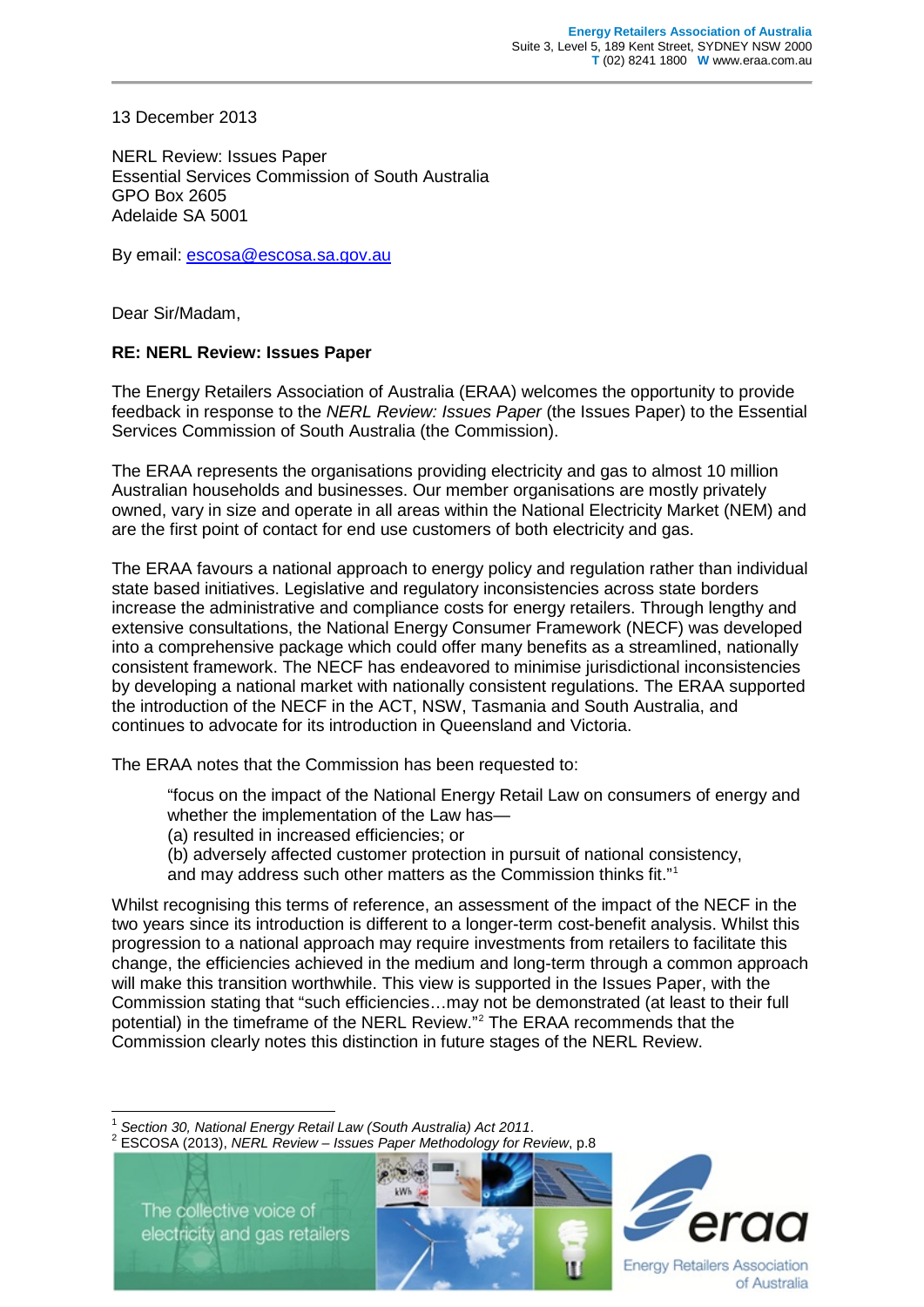**Energy Retailers Association of Australia**
Suite 3, Level 5, 189 Kent Street, SYDNEY NSW 2000
**T** (02) 8241 1800 **W** www.eraa.com.au

13 December 2013

NERL Review: Issues Paper
Essential Services Commission of South Australia
GPO Box 2605
Adelaide SA 5001

By email: escosa@escosa.sa.gov.au

Dear Sir/Madam,

**RE: NERL Review: Issues Paper**

The Energy Retailers Association of Australia (ERAA) welcomes the opportunity to provide feedback in response to the *NERL Review: Issues Paper* (the Issues Paper) to the Essential Services Commission of South Australia (the Commission).

The ERAA represents the organisations providing electricity and gas to almost 10 million Australian households and businesses. Our member organisations are mostly privately owned, vary in size and operate in all areas within the National Electricity Market (NEM) and are the first point of contact for end use customers of both electricity and gas.

The ERAA favours a national approach to energy policy and regulation rather than individual state based initiatives. Legislative and regulatory inconsistencies across state borders increase the administrative and compliance costs for energy retailers. Through lengthy and extensive consultations, the National Energy Consumer Framework (NECF) was developed into a comprehensive package which could offer many benefits as a streamlined, nationally consistent framework. The NECF has endeavored to minimise jurisdictional inconsistencies by developing a national market with nationally consistent regulations. The ERAA supported the introduction of the NECF in the ACT, NSW, Tasmania and South Australia, and continues to advocate for its introduction in Queensland and Victoria.

The ERAA notes that the Commission has been requested to:

> "focus on the impact of the National Energy Retail Law on consumers of energy and whether the implementation of the Law has—
> (a) resulted in increased efficiencies; or
> (b) adversely affected customer protection in pursuit of national consistency,
> and may address such other matters as the Commission thinks fit."[1]

Whilst recognising this terms of reference, an assessment of the impact of the NECF in the two years since its introduction is different to a longer-term cost-benefit analysis. Whilst this progression to a national approach may require investments from retailers to facilitate this change, the efficiencies achieved in the medium and long-term through a common approach will make this transition worthwhile. This view is supported in the Issues Paper, with the Commission stating that "such efficiencies…may not be demonstrated (at least to their full potential) in the timeframe of the NERL Review."[2] The ERAA recommends that the Commission clearly notes this distinction in future stages of the NERL Review.

---

[1] *Section 30, National Energy Retail Law (South Australia) Act 2011*.
[2] ESCOSA (2013), *NERL Review – Issues Paper Methodology for Review*, p.8

The collective voice of electricity and gas retailers

eraa Energy Retailers Association of Australia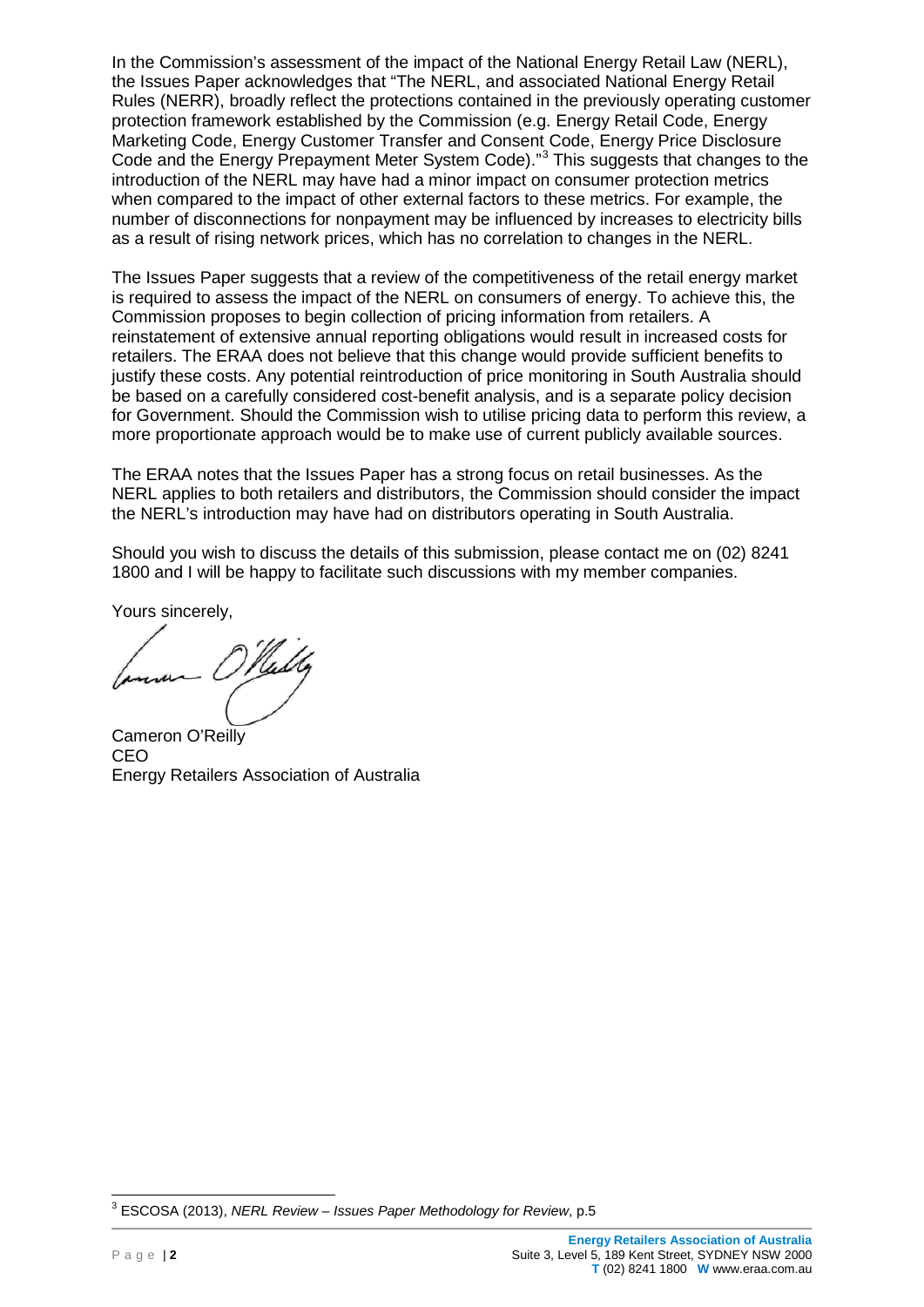In the Commission's assessment of the impact of the National Energy Retail Law (NERL), the Issues Paper acknowledges that "The NERL, and associated National Energy Retail Rules (NERR), broadly reflect the protections contained in the previously operating customer protection framework established by the Commission (e.g. Energy Retail Code, Energy Marketing Code, Energy Customer Transfer and Consent Code, Energy Price Disclosure Code and the Energy Prepayment Meter System Code)."[3] This suggests that changes to the introduction of the NERL may have had a minor impact on consumer protection metrics when compared to the impact of other external factors to these metrics. For example, the number of disconnections for nonpayment may be influenced by increases to electricity bills as a result of rising network prices, which has no correlation to changes in the NERL.

The Issues Paper suggests that a review of the competitiveness of the retail energy market is required to assess the impact of the NERL on consumers of energy. To achieve this, the Commission proposes to begin collection of pricing information from retailers. A reinstatement of extensive annual reporting obligations would result in increased costs for retailers. The ERAA does not believe that this change would provide sufficient benefits to justify these costs. Any potential reintroduction of price monitoring in South Australia should be based on a carefully considered cost-benefit analysis, and is a separate policy decision for Government. Should the Commission wish to utilise pricing data to perform this review, a more proportionate approach would be to make use of current publicly available sources.

The ERAA notes that the Issues Paper has a strong focus on retail businesses. As the NERL applies to both retailers and distributors, the Commission should consider the impact the NERL's introduction may have had on distributors operating in South Australia.

Should you wish to discuss the details of this submission, please contact me on (02) 8241 1800 and I will be happy to facilitate such discussions with my member companies.

Yours sincerely,

Cameron O'Reilly  
CEO  
Energy Retailers Association of Australia

---

[3] ESCOSA (2013), *NERL Review – Issues Paper Methodology for Review*, p.5